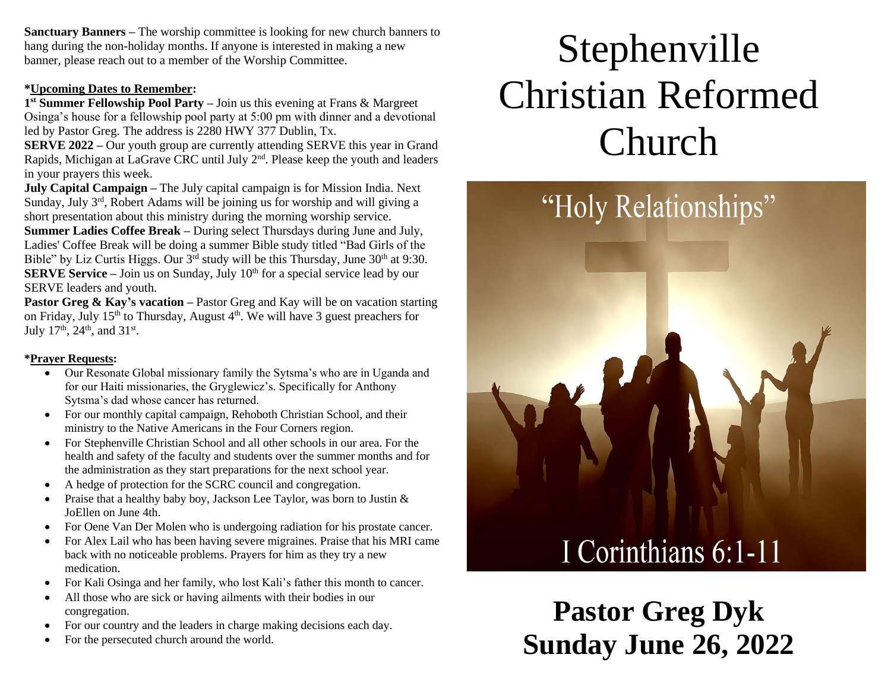**Sanctuary Banners** – The worship committee is looking for new church banners to hang during the non-holiday months. If anyone is interested in making a new banner, please reach out to a member of the Worship Committee.

**\*Upcoming Dates to Remember:**

**1st Summer Fellowship Pool Party** – Join us this evening at Frans & Margreet Osinga's house for a fellowship pool party at 5:00 pm with dinner and a devotional led by Pastor Greg. The address is 2280 HWY 377 Dublin, Tx.

**SERVE 2022** – Our youth group are currently attending SERVE this year in Grand Rapids, Michigan at LaGrave CRC until July 2nd. Please keep the youth and leaders in your prayers this week.

**July Capital Campaign** – The July capital campaign is for Mission India. Next Sunday, July 3rd, Robert Adams will be joining us for worship and will giving a short presentation about this ministry during the morning worship service.

**Summer Ladies Coffee Break** – During select Thursdays during June and July, Ladies' Coffee Break will be doing a summer Bible study titled "Bad Girls of the Bible" by Liz Curtis Higgs. Our 3rd study will be this Thursday, June 30th at 9:30.

**SERVE Service** – Join us on Sunday, July 10th for a special service lead by our SERVE leaders and youth.

**Pastor Greg & Kay's vacation** – Pastor Greg and Kay will be on vacation starting on Friday, July 15th to Thursday, August 4th. We will have 3 guest preachers for July 17th, 24th, and 31st.

**\*Prayer Requests:**

- Our Resonate Global missionary family the Sytsma's who are in Uganda and for our Haiti missionaries, the Gryglewicz's. Specifically for Anthony Sytsma's dad whose cancer has returned.
- For our monthly capital campaign, Rehoboth Christian School, and their ministry to the Native Americans in the Four Corners region.
- For Stephenville Christian School and all other schools in our area. For the health and safety of the faculty and students over the summer months and for the administration as they start preparations for the next school year.
- A hedge of protection for the SCRC council and congregation.
- Praise that a healthy baby boy, Jackson Lee Taylor, was born to Justin & JoEllen on June 4th.
- For Oene Van Der Molen who is undergoing radiation for his prostate cancer.
- For Alex Lail who has been having severe migraines. Praise that his MRI came back with no noticeable problems. Prayers for him as they try a new medication.
- For Kali Osinga and her family, who lost Kali's father this month to cancer.
- All those who are sick or having ailments with their bodies in our congregation.
- For our country and the leaders in charge making decisions each day.
- For the persecuted church around the world.

# Stephenville Christian Reformed Church

"Holy Relationships"

I Corinthians 6:1-11

## Pastor Greg Dyk
## Sunday June 26, 2022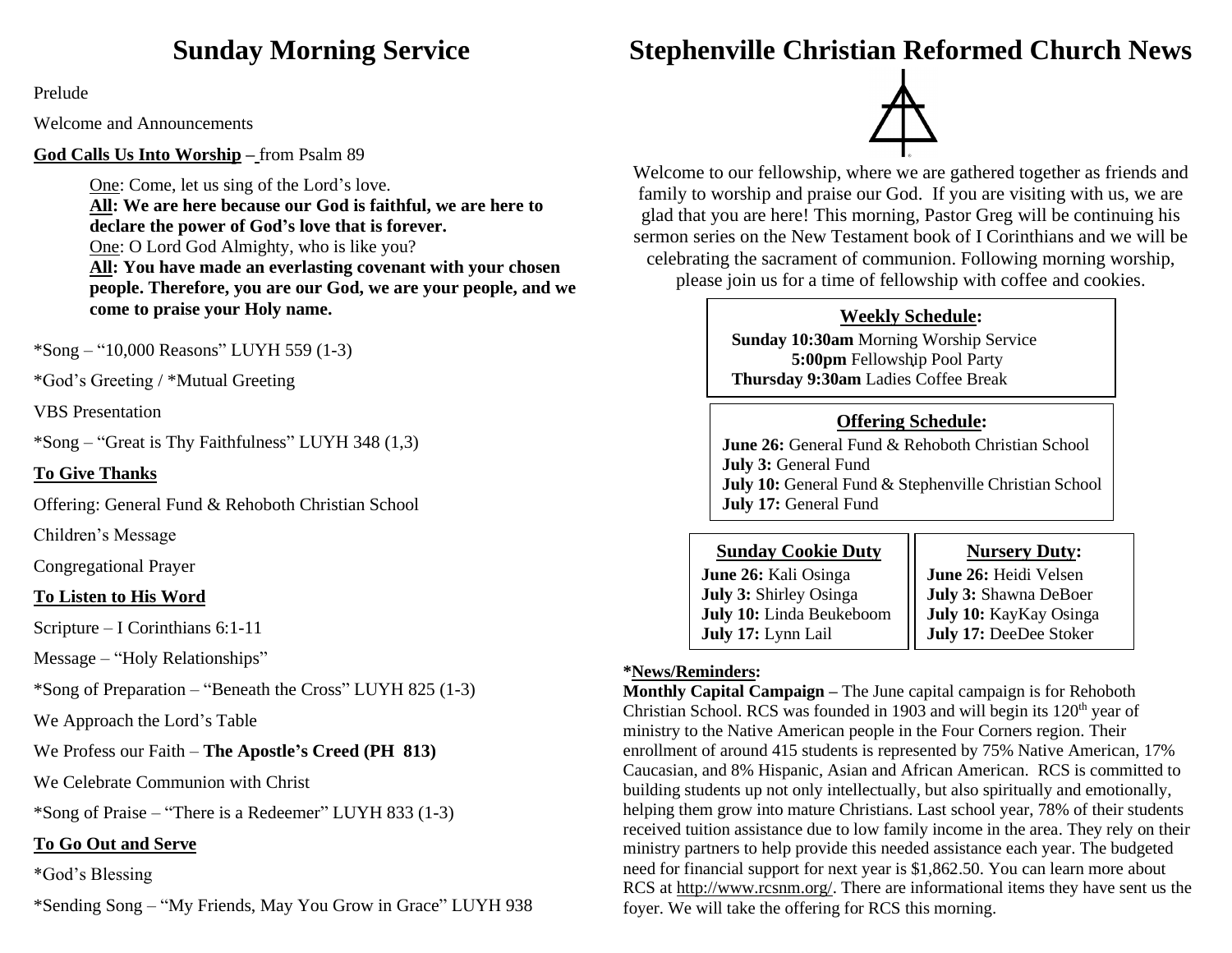# Sunday Morning Service

Prelude

Welcome and Announcements

**God Calls Us Into Worship –** from Psalm 89

> One: Come, let us sing of the Lord's love.
> **All: We are here because our God is faithful, we are here to declare the power of God's love that is forever.**
> One: O Lord God Almighty, who is like you?
> **All: You have made an everlasting covenant with your chosen people. Therefore, you are our God, we are your people, and we come to praise your Holy name.**

*Song – "10,000 Reasons" LUYH 559 (1-3)

*God's Greeting / *Mutual Greeting

VBS Presentation

*Song – "Great is Thy Faithfulness" LUYH 348 (1,3)

**To Give Thanks**

Offering: General Fund & Rehoboth Christian School

Children's Message

Congregational Prayer

**To Listen to His Word**

Scripture – I Corinthians 6:1-11

Message – "Holy Relationships"

*Song of Preparation – "Beneath the Cross" LUYH 825 (1-3)

We Approach the Lord's Table

We Profess our Faith – **The Apostle's Creed (PH 813)**

We Celebrate Communion with Christ

*Song of Praise – "There is a Redeemer" LUYH 833 (1-3)

**To Go Out and Serve**

*God's Blessing

*Sending Song – "My Friends, May You Grow in Grace" LUYH 938

# Stephenville Christian Reformed Church News

Welcome to our fellowship, where we are gathered together as friends and family to worship and praise our God. If you are visiting with us, we are glad that you are here! This morning, Pastor Greg will be continuing his sermon series on the New Testament book of I Corinthians and we will be celebrating the sacrament of communion. Following morning worship, please join us for a time of fellowship with coffee and cookies.

**Weekly Schedule:**

**Sunday 10:30am** Morning Worship Service
**5:00pm** Fellowship Pool Party
**Thursday 9:30am** Ladies Coffee Break

**Offering Schedule:**

**June 26:** General Fund & Rehoboth Christian School
**July 3:** General Fund
**July 10:** General Fund & Stephenville Christian School
**July 17:** General Fund

**Sunday Cookie Duty**

**June 26:** Kali Osinga
**July 3:** Shirley Osinga
**July 10:** Linda Beukeboom
**July 17:** Lynn Lail

**Nursery Duty:**

**June 26:** Heidi Velsen
**July 3:** Shawna DeBoer
**July 10:** KayKay Osinga
**July 17:** DeeDee Stoker

**\*News/Reminders:**

**Monthly Capital Campaign –** The June capital campaign is for Rehoboth Christian School. RCS was founded in 1903 and will begin its 120th year of ministry to the Native American people in the Four Corners region. Their enrollment of around 415 students is represented by 75% Native American, 17% Caucasian, and 8% Hispanic, Asian and African American. RCS is committed to building students up not only intellectually, but also spiritually and emotionally, helping them grow into mature Christians. Last school year, 78% of their students received tuition assistance due to low family income in the area. They rely on their ministry partners to help provide this needed assistance each year. The budgeted need for financial support for next year is $1,862.50. You can learn more about RCS at http://www.rcsnm.org/. There are informational items they have sent us the foyer. We will take the offering for RCS this morning.